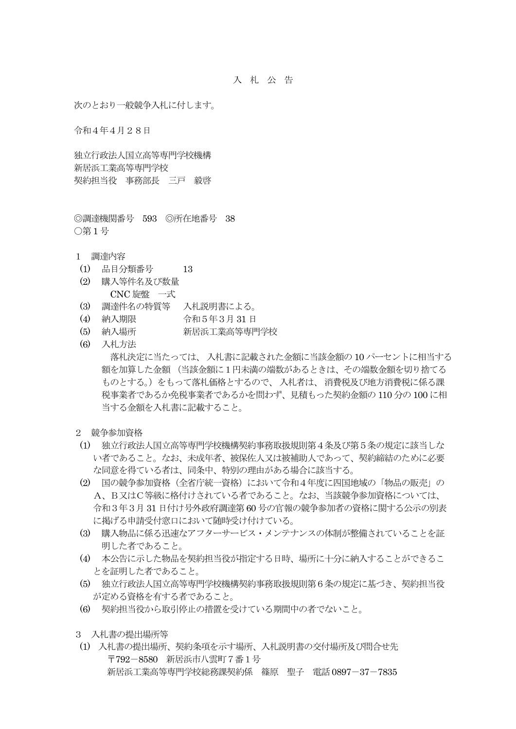# 入　札　公　告

次のとおり一般競争入札に付します。

令和４年４月２８日

独立行政法人国立高等専門学校機構
新居浜工業高等専門学校
契約担当役　事務部長　三戸　毅啓

◎調達機関番号　593　◎所在地番号　38
○第１号

１　調達内容

(1)　品目分類番号　　　13

(2)　購入等件名及び数量
　　CNC 旋盤　一式

(3)　調達件名の特質等　　入札説明書による。

(4)　納入期限　　　　　令和５年３月 31 日

(5)　納入場所　　　　　新居浜工業高等専門学校

(6)　入札方法
　　落札決定に当たっては、 入札書に記載された金額に当該金額の 10 パーセントに相当する額を加算した金額 （当該金額に１円未満の端数があるときは、その端数金額を切り捨てるものとする。）をもって落札価格とするので、 入札者は、 消費税及び地方消費税に係る課税事業者であるか免税事業者であるかを問わず、見積もった契約金額の 110 分の 100 に相当する金額を入札書に記載すること。

２　競争参加資格

(1)　独立行政法人国立高等専門学校機構契約事務取扱規則第４条及び第５条の規定に該当しない者であること。なお、未成年者、被保佐人又は被補助人であって、契約締結のために必要な同意を得ている者は、同条中、特別の理由がある場合に該当する。

(2)　国の競争参加資格（全省庁統一資格）において令和４年度に四国地域の「物品の販売」のA、B又はC等級に格付けされている者であること。なお、当該競争参加資格については、令和３年３月 31 日付け号外政府調達第 60 号の官報の競争参加者の資格に関する公示の別表に掲げる申請受付窓口において随時受け付けている。

(3)　購入物品に係る迅速なアフターサービス・メンテナンスの体制が整備されていることを証明した者であること。

(4)　本公告に示した物品を契約担当役が指定する日時、場所に十分に納入することができることを証明した者であること。

(5)　独立行政法人国立高等専門学校機構契約事務取扱規則第６条の規定に基づき、契約担当役が定める資格を有する者であること。

(6)　契約担当役から取引停止の措置を受けている期間中の者でないこと。

３　入札書の提出場所等

(1)　入札書の提出場所、契約条項を示す場所、入札説明書の交付場所及び問合せ先
　　〒792－8580　新居浜市八雲町７番１号
　　新居浜工業高等専門学校総務課契約係　篠原　聖子　電話 0897－37－7835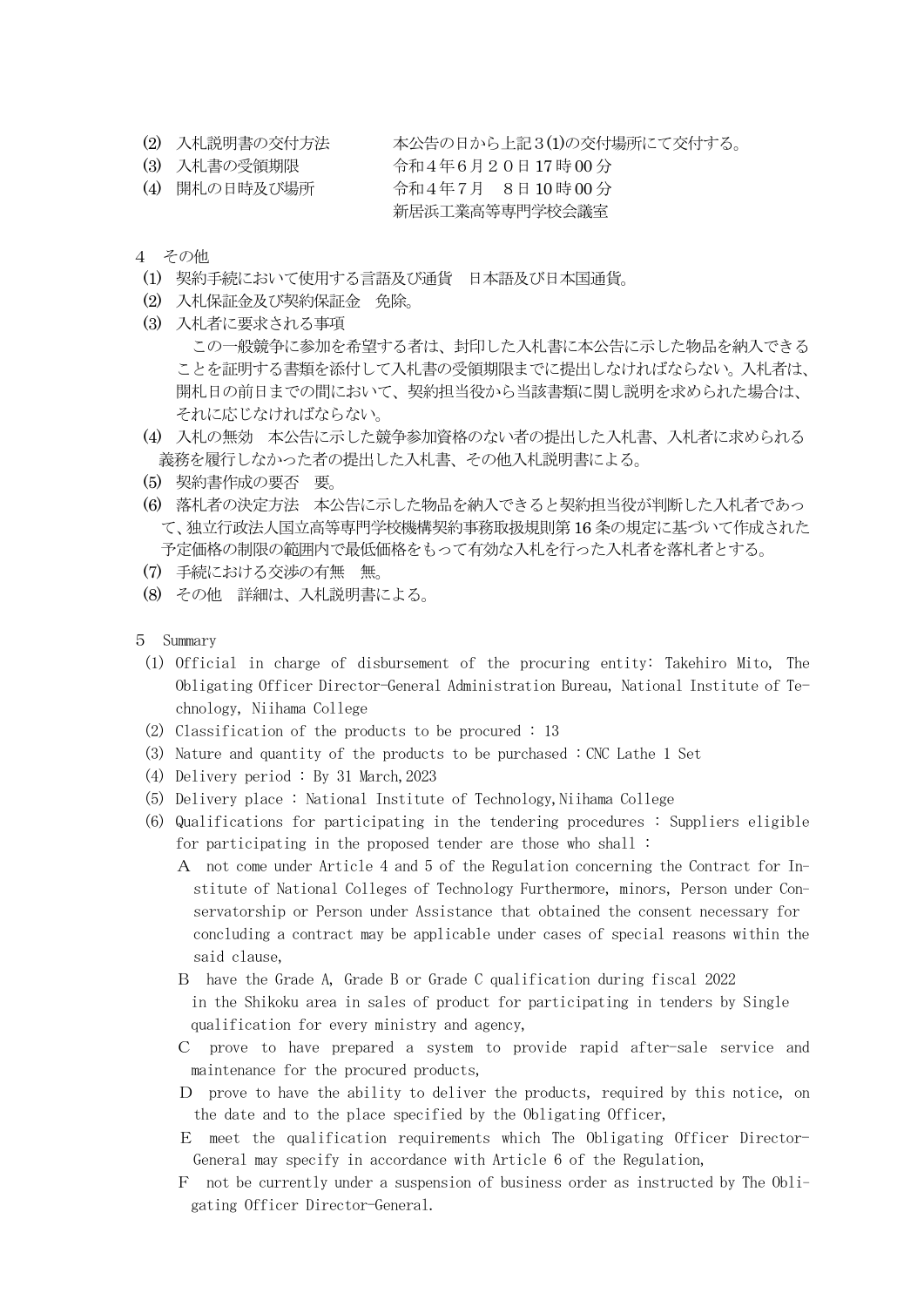(2) 入札説明書の交付方法　　　本公告の日から上記３(1)の交付場所にて交付する。
(3) 入札書の受領期限　　　　　令和４年６月２０日 17 時 00 分
(4) 開札の日時及び場所　　　　令和４年７月　８日 10 時 00 分
　　　　　　　　　　　　　　　新居浜工業高等専門学校会議室

４　その他

(1) 契約手続において使用する言語及び通貨　日本語及び日本国通貨。
(2) 入札保証金及び契約保証金　免除。
(3) 入札者に要求される事項
　　この一般競争に参加を希望する者は、封印した入札書に本公告に示した物品を納入できることを証明する書類を添付して入札書の受領期限までに提出しなければならない。入札者は、開札日の前日までの間において、契約担当役から当該書類に関し説明を求められた場合は、それに応じなければならない。
(4) 入札の無効　本公告に示した競争参加資格のない者の提出した入札書、入札者に求められる義務を履行しなかった者の提出した入札書、その他入札説明書による。
(5) 契約書作成の要否　要。
(6) 落札者の決定方法　本公告に示した物品を納入できると契約担当役が判断した入札者であって、独立行政法人国立高等専門学校機構契約事務取扱規則第 16 条の規定に基づいて作成された予定価格の制限の範囲内で最低価格をもって有効な入札を行った入札者を落札者とする。
(7) 手続における交渉の有無　無。
(8) その他　詳細は、入札説明書による。

５　Summary

(1) Official in charge of disbursement of the procuring entity: Takehiro Mito, The Obligating Officer Director-General Administration Bureau, National Institute of Technology, Niihama College
(2) Classification of the products to be procured : 13
(3) Nature and quantity of the products to be purchased : CNC Lathe 1 Set
(4) Delivery period : By 31 March, 2023
(5) Delivery place : National Institute of Technology, Niihama College
(6) Qualifications for participating in the tendering procedures : Suppliers eligible for participating in the proposed tender are those who shall :
　Ａ　not come under Article 4 and 5 of the Regulation concerning the Contract for Institute of National Colleges of Technology Furthermore, minors, Person under Conservatorship or Person under Assistance that obtained the consent necessary for concluding a contract may be applicable under cases of special reasons within the said clause,
　Ｂ　have the Grade A, Grade B or Grade C qualification during fiscal 2022 in the Shikoku area in sales of product for participating in tenders by Single qualification for every ministry and agency,
　Ｃ　prove to have prepared a system to provide rapid after-sale service and maintenance for the procured products,
　Ｄ　prove to have the ability to deliver the products, required by this notice, on the date and to the place specified by the Obligating Officer,
　Ｅ　meet the qualification requirements which The Obligating Officer Director-General may specify in accordance with Article 6 of the Regulation,
　Ｆ　not be currently under a suspension of business order as instructed by The Obligating Officer Director-General.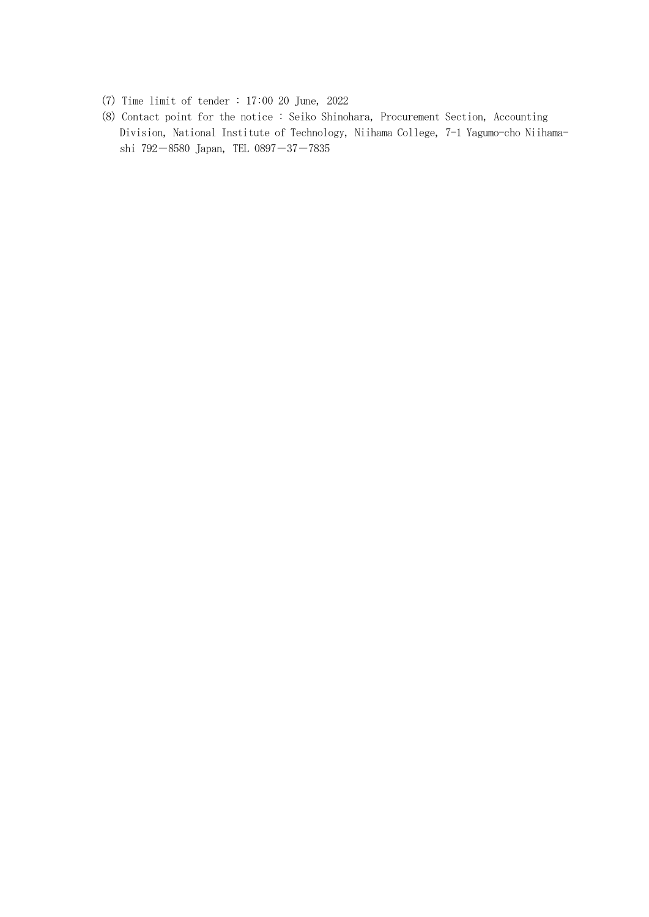(7) Time limit of tender : 17:00 20 June, 2022

(8) Contact point for the notice : Seiko Shinohara, Procurement Section, Accounting Division, National Institute of Technology, Niihama College, 7-1 Yagumo-cho Niihama-shi 792－8580 Japan, TEL 0897－37－7835